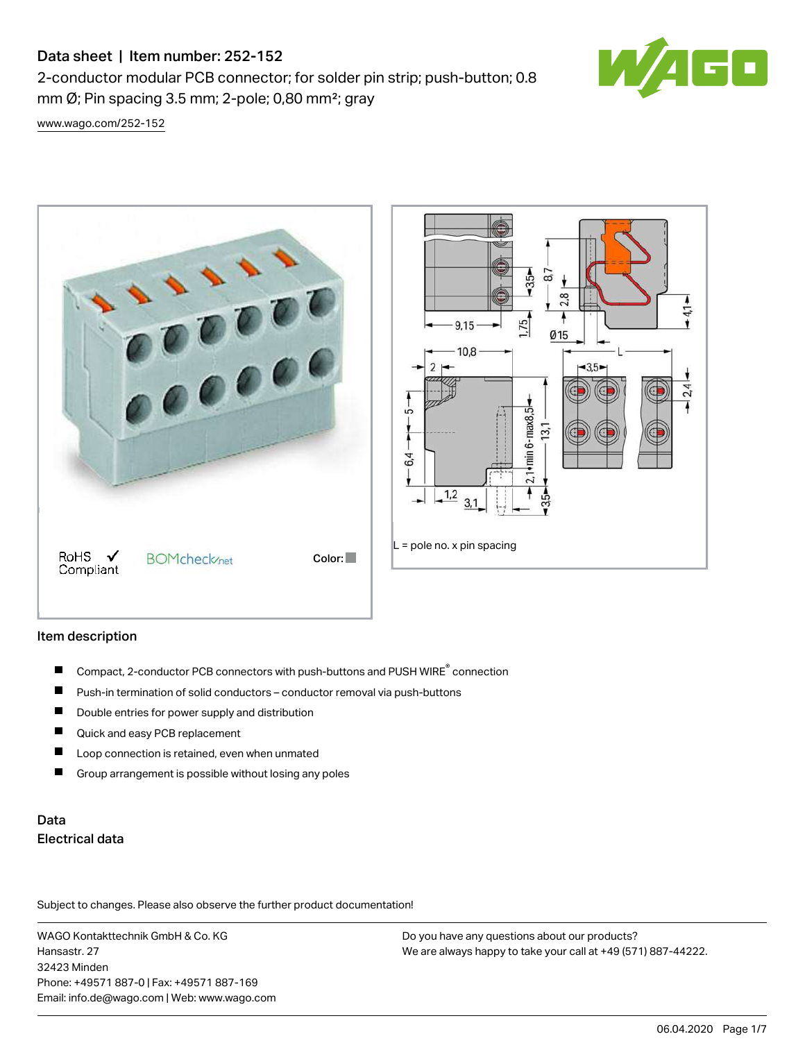# Data sheet | Item number: 252-152

2-conductor modular PCB connector; for solder pin strip; push-button; 0.8 mm Ø; Pin spacing 3.5 mm; 2-pole; 0,80 mm²; gray

www.wago.com/252-152

RoHS ✓ Compliant

BOMcheck.net

Color:

L = pole no. x pin spacing

## Item description

- Compact, 2-conductor PCB connectors with push-buttons and PUSH WIRE® connection
- Push-in termination of solid conductors – conductor removal via push-buttons
- Double entries for power supply and distribution
- Quick and easy PCB replacement
- Loop connection is retained, even when unmated
- Group arrangement is possible without losing any poles

## Data

### Electrical data

Subject to changes. Please also observe the further product documentation!

WAGO Kontakttechnik GmbH & Co. KG
Hansastr. 27
32423 Minden
Phone: +49571 887-0 | Fax: +49571 887-169
Email: info.de@wago.com | Web: www.wago.com

Do you have any questions about our products?
We are always happy to take your call at +49 (571) 887-44222.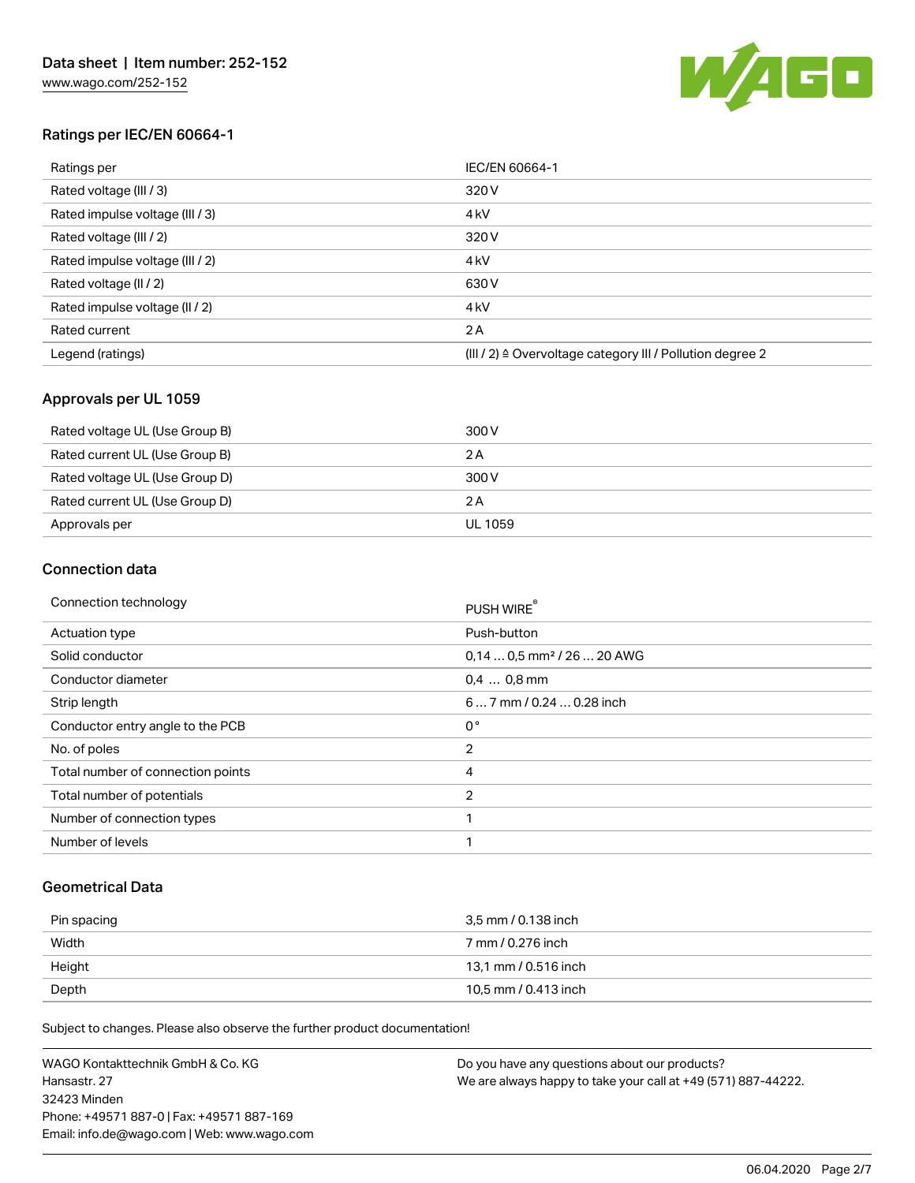## Ratings per IEC/EN 60664-1

| Ratings per | IEC/EN 60664-1 |
|---|---|
| Rated voltage (III / 3) | 320 V |
| Rated impulse voltage (III / 3) | 4 kV |
| Rated voltage (III / 2) | 320 V |
| Rated impulse voltage (III / 2) | 4 kV |
| Rated voltage (II / 2) | 630 V |
| Rated impulse voltage (II / 2) | 4 kV |
| Rated current | 2 A |
| Legend (ratings) | (III / 2) ≙ Overvoltage category III / Pollution degree 2 |

## Approvals per UL 1059

| | |
|---|---|
| Rated voltage UL (Use Group B) | 300 V |
| Rated current UL (Use Group B) | 2 A |
| Rated voltage UL (Use Group D) | 300 V |
| Rated current UL (Use Group D) | 2 A |
| Approvals per | UL 1059 |

## Connection data

| | |
|---|---|
| Connection technology | PUSH WIRE® |
| Actuation type | Push-button |
| Solid conductor | 0,14 … 0,5 mm² / 26 … 20 AWG |
| Conductor diameter | 0,4 … 0,8 mm |
| Strip length | 6 … 7 mm / 0.24 … 0.28 inch |
| Conductor entry angle to the PCB | 0 ° |
| No. of poles | 2 |
| Total number of connection points | 4 |
| Total number of potentials | 2 |
| Number of connection types | 1 |
| Number of levels | 1 |

## Geometrical Data

| | |
|---|---|
| Pin spacing | 3,5 mm / 0.138 inch |
| Width | 7 mm / 0.276 inch |
| Height | 13,1 mm / 0.516 inch |
| Depth | 10,5 mm / 0.413 inch |

Subject to changes. Please also observe the further product documentation!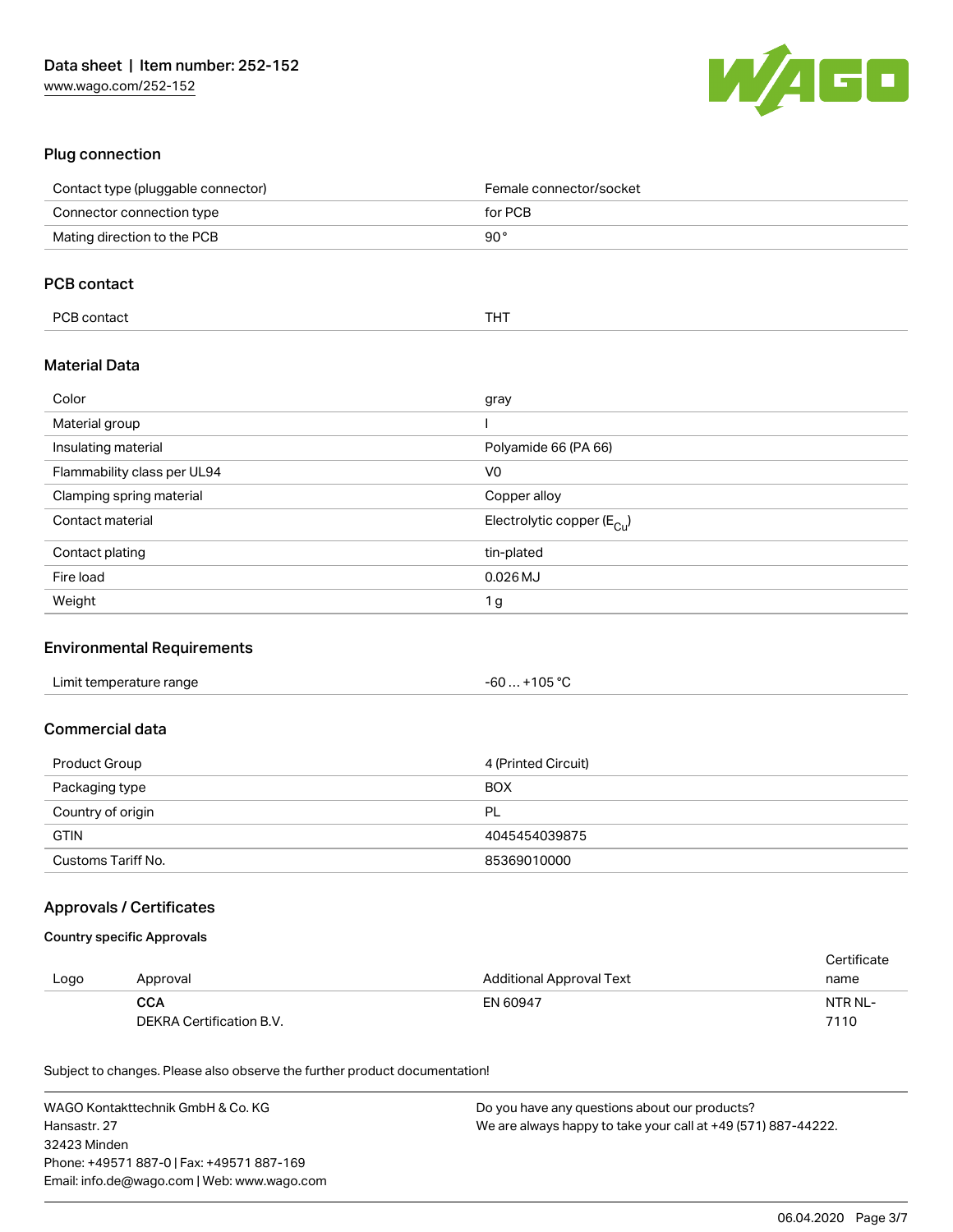## Plug connection

| | |
|---|---|
| Contact type (pluggable connector) | Female connector/socket |
| Connector connection type | for PCB |
| Mating direction to the PCB | 90 ° |

## PCB contact

| | |
|---|---|
| PCB contact | THT |

## Material Data

| | |
|---|---|
| Color | gray |
| Material group | I |
| Insulating material | Polyamide 66 (PA 66) |
| Flammability class per UL94 | V0 |
| Clamping spring material | Copper alloy |
| Contact material | Electrolytic copper ($E_{Cu}$) |
| Contact plating | tin-plated |
| Fire load | 0.026 MJ |
| Weight | 1 g |

## Environmental Requirements

| | |
|---|---|
| Limit temperature range | -60 … +105 °C |

## Commercial data

| | |
|---|---|
| Product Group | 4 (Printed Circuit) |
| Packaging type | BOX |
| Country of origin | PL |
| GTIN | 4045454039875 |
| Customs Tariff No. | 85369010000 |

## Approvals / Certificates

### Country specific Approvals

| Logo | Approval | Additional Approval Text | Certificate name |
|---|---|---|---|
| | **CCA**<br>DEKRA Certification B.V. | EN 60947 | NTR NL-7110 |

Subject to changes. Please also observe the further product documentation!

WAGO Kontakttechnik GmbH & Co. KG
Hansastr. 27
32423 Minden
Phone: +49571 887-0 | Fax: +49571 887-169
Email: info.de@wago.com | Web: www.wago.com

Do you have any questions about our products?
We are always happy to take your call at +49 (571) 887-44222.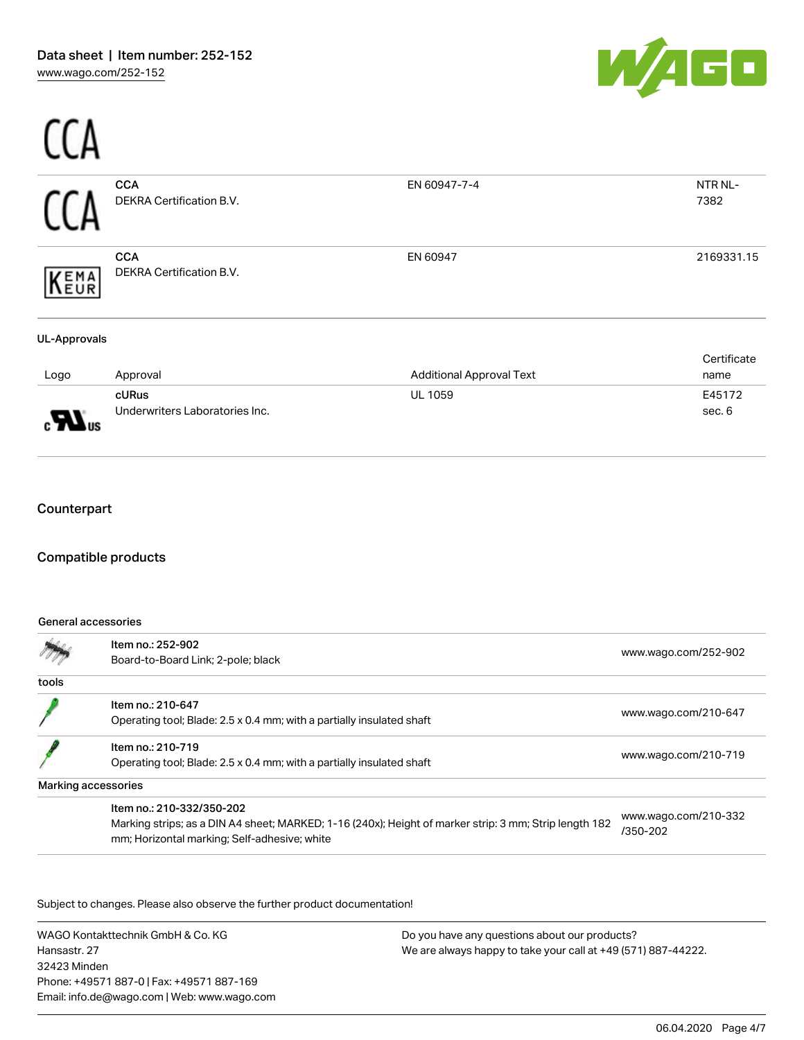## CCA

| Logo | Approval | Additional Approval Text | Certificate name |
|---|---|---|---|
| CCA | **CCA** DEKRA Certification B.V. | EN 60947-7-4 | NTR NL-7382 |
| KEMA EUR | **CCA** DEKRA Certification B.V. | EN 60947 | 2169331.15 |

### UL-Approvals

| Logo | Approval | Additional Approval Text | Certificate name |
|---|---|---|---|
| cULus | **cURus** Underwriters Laboratories Inc. | UL 1059 | E45172 sec. 6 |

## Counterpart

## Compatible products

### General accessories

| | | |
|---|---|---|
| | Item no.: 252-902<br>Board-to-Board Link; 2-pole; black | www.wago.com/252-902 |

### tools

| | | |
|---|---|---|
| | Item no.: 210-647<br>Operating tool; Blade: 2.5 x 0.4 mm; with a partially insulated shaft | www.wago.com/210-647 |
| | Item no.: 210-719<br>Operating tool; Blade: 2.5 x 0.4 mm; with a partially insulated shaft | www.wago.com/210-719 |

### Marking accessories

| | | |
|---|---|---|
| | Item no.: 210-332/350-202<br>Marking strips; as a DIN A4 sheet; MARKED; 1-16 (240x); Height of marker strip: 3 mm; Strip length 182 mm; Horizontal marking; Self-adhesive; white | www.wago.com/210-332/350-202 |

Subject to changes. Please also observe the further product documentation!

WAGO Kontakttechnik GmbH & Co. KG
Hansastr. 27
32423 Minden
Phone: +49571 887-0 | Fax: +49571 887-169
Email: info.de@wago.com | Web: www.wago.com

Do you have any questions about our products?
We are always happy to take your call at +49 (571) 887-44222.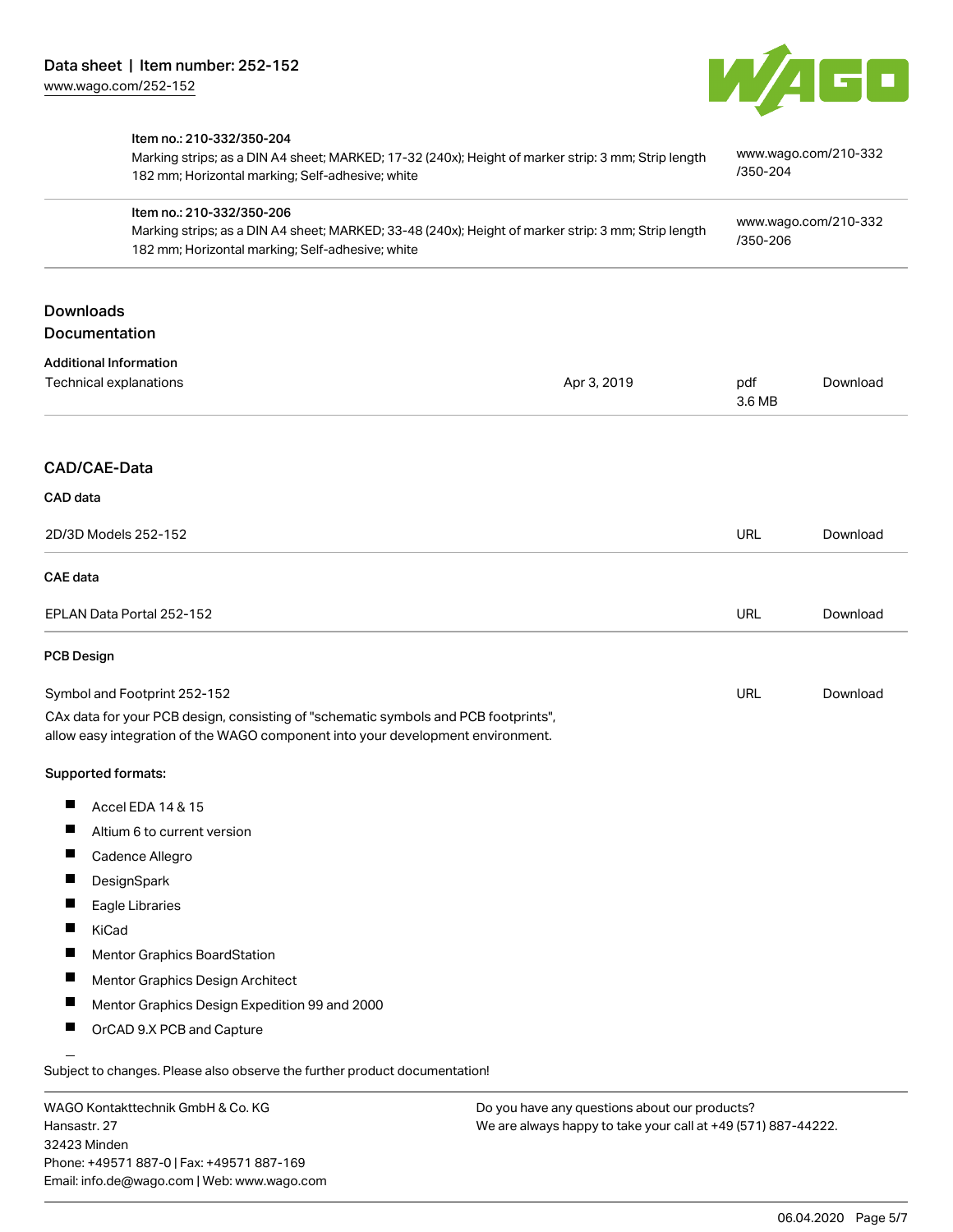| Item | Link |
| --- | --- |
| **Item no.: 210-332/350-204**<br>Marking strips; as a DIN A4 sheet; MARKED; 17-32 (240x); Height of marker strip: 3 mm; Strip length 182 mm; Horizontal marking; Self-adhesive; white | www.wago.com/210-332/350-204 |
| **Item no.: 210-332/350-206**<br>Marking strips; as a DIN A4 sheet; MARKED; 33-48 (240x); Height of marker strip: 3 mm; Strip length 182 mm; Horizontal marking; Self-adhesive; white | www.wago.com/210-332/350-206 |

## Downloads

## Documentation

**Additional Information**

| Document | Date | Format | |
| --- | --- | --- | --- |
| Technical explanations | Apr 3, 2019 | pdf 3.6 MB | Download |

## CAD/CAE-Data

**CAD data**

| | | |
| --- | --- | --- |
| 2D/3D Models 252-152 | URL | Download |

**CAE data**

| | | |
| --- | --- | --- |
| EPLAN Data Portal 252-152 | URL | Download |

**PCB Design**

| | | |
| --- | --- | --- |
| Symbol and Footprint 252-152 | URL | Download |

CAx data for your PCB design, consisting of "schematic symbols and PCB footprints", allow easy integration of the WAGO component into your development environment.

**Supported formats:**

- Accel EDA 14 & 15
- Altium 6 to current version
- Cadence Allegro
- DesignSpark
- Eagle Libraries
- KiCad
- Mentor Graphics BoardStation
- Mentor Graphics Design Architect
- Mentor Graphics Design Expedition 99 and 2000
- OrCAD 9.X PCB and Capture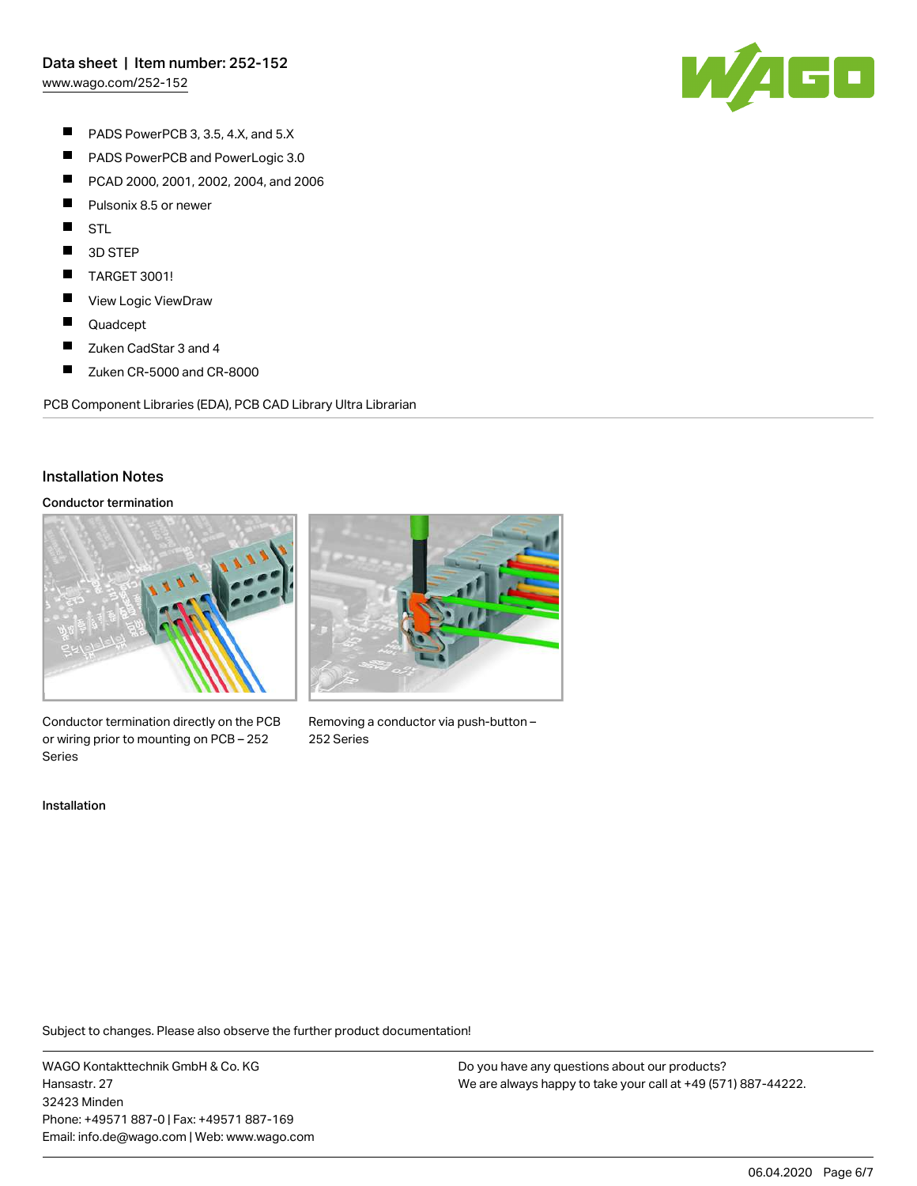- PADS PowerPCB 3, 3.5, 4.X, and 5.X
- PADS PowerPCB and PowerLogic 3.0
- PCAD 2000, 2001, 2002, 2004, and 2006
- Pulsonix 8.5 or newer
- STL
- 3D STEP
- TARGET 3001!
- View Logic ViewDraw
- Quadcept
- Zuken CadStar 3 and 4
- Zuken CR-5000 and CR-8000

PCB Component Libraries (EDA), PCB CAD Library Ultra Librarian

## Installation Notes

### Conductor termination

Conductor termination directly on the PCB or wiring prior to mounting on PCB – 252 Series

Removing a conductor via push-button – 252 Series

### Installation

Subject to changes. Please also observe the further product documentation!

WAGO Kontakttechnik GmbH & Co. KG
Hansastr. 27
32423 Minden
Phone: +49571 887-0 | Fax: +49571 887-169
Email: info.de@wago.com | Web: www.wago.com

Do you have any questions about our products?
We are always happy to take your call at +49 (571) 887-44222.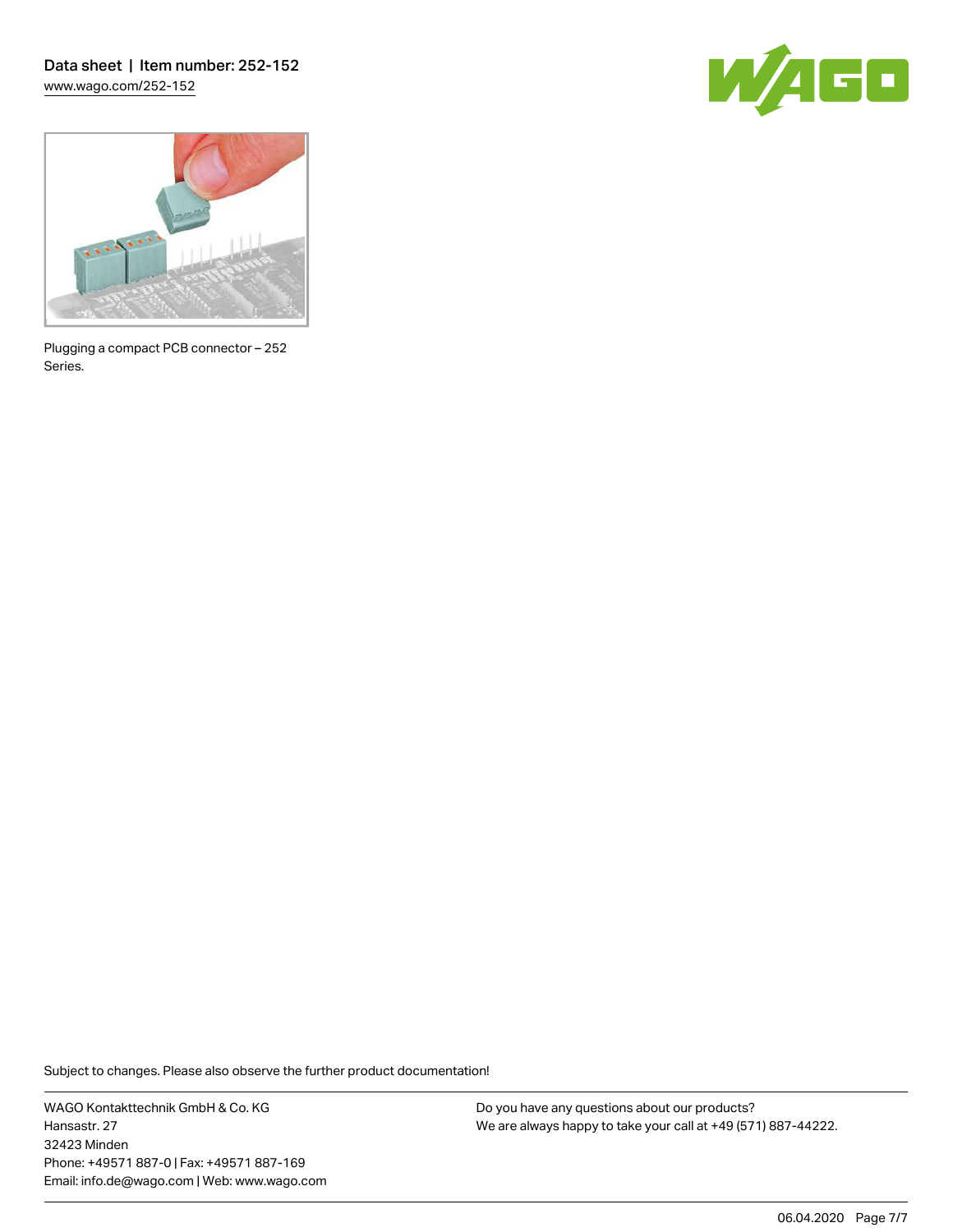Plugging a compact PCB connector – 252 Series.

Subject to changes. Please also observe the further product documentation!

WAGO Kontakttechnik GmbH & Co. KG
Hansastr. 27
32423 Minden
Phone: +49571 887-0 | Fax: +49571 887-169
Email: info.de@wago.com | Web: www.wago.com

Do you have any questions about our products?
We are always happy to take your call at +49 (571) 887-44222.